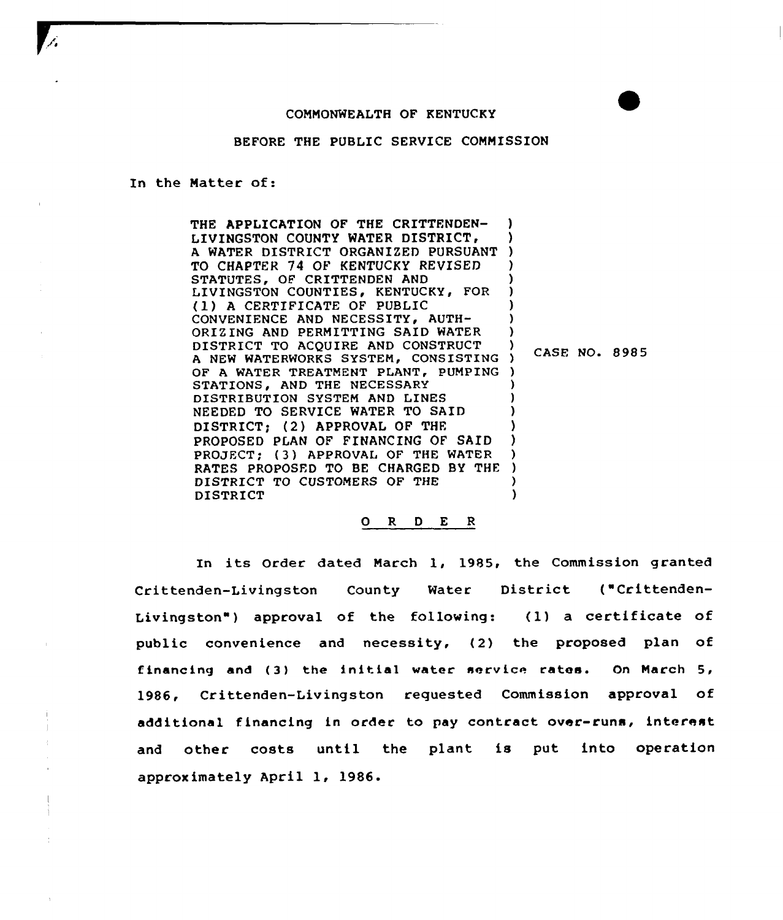COMMONWEALTH OF KENTUCKY

BEFORE THE PUBLIC SERVICE COMMISSION

In the Matter of:

| | |
|---|---|
| THE APPLICATION OF THE CRITTENDEN-LIVINGSTON COUNTY WATER DISTRICT, A WATER DISTRICT ORGANIZED PURSUANT TO CHAPTER 74 OF KENTUCKY REVISED STATUTES, OF CRITTENDEN AND LIVINGSTON COUNTIES, KENTUCKY, FOR (1) A CERTIFICATE OF PUBLIC CONVENIENCE AND NECESSITY, AUTHORIZING AND PERMITTING SAID WATER DISTRICT TO ACQUIRE AND CONSTRUCT A NEW WATERWORKS SYSTEM, CONSISTING OF A WATER TREATMENT PLANT, PUMPING STATIONS, AND THE NECESSARY DISTRIBUTION SYSTEM AND LINES NEEDED TO SERVICE WATER TO SAID DISTRICT; (2) APPROVAL OF THE PROPOSED PLAN OF FINANCING OF SAID PROJECT; (3) APPROVAL OF THE WATER RATES PROPOSED TO BE CHARGED BY THE DISTRICT TO CUSTOMERS OF THE DISTRICT | CASE NO. 8985 |

O R D E R

In its Order dated March 1, 1985, the Commission granted Crittenden-Livingston County Water District ("Crittenden-Livingston") approval of the following: (1) a certificate of public convenience and necessity, (2) the proposed plan of financing and (3) the initial water service rates. On March 5, 1986, Crittenden-Livingston requested Commission approval of additional financing in order to pay contract over-runs, interest and other costs until the plant is put into operation approximately April 1, 1986.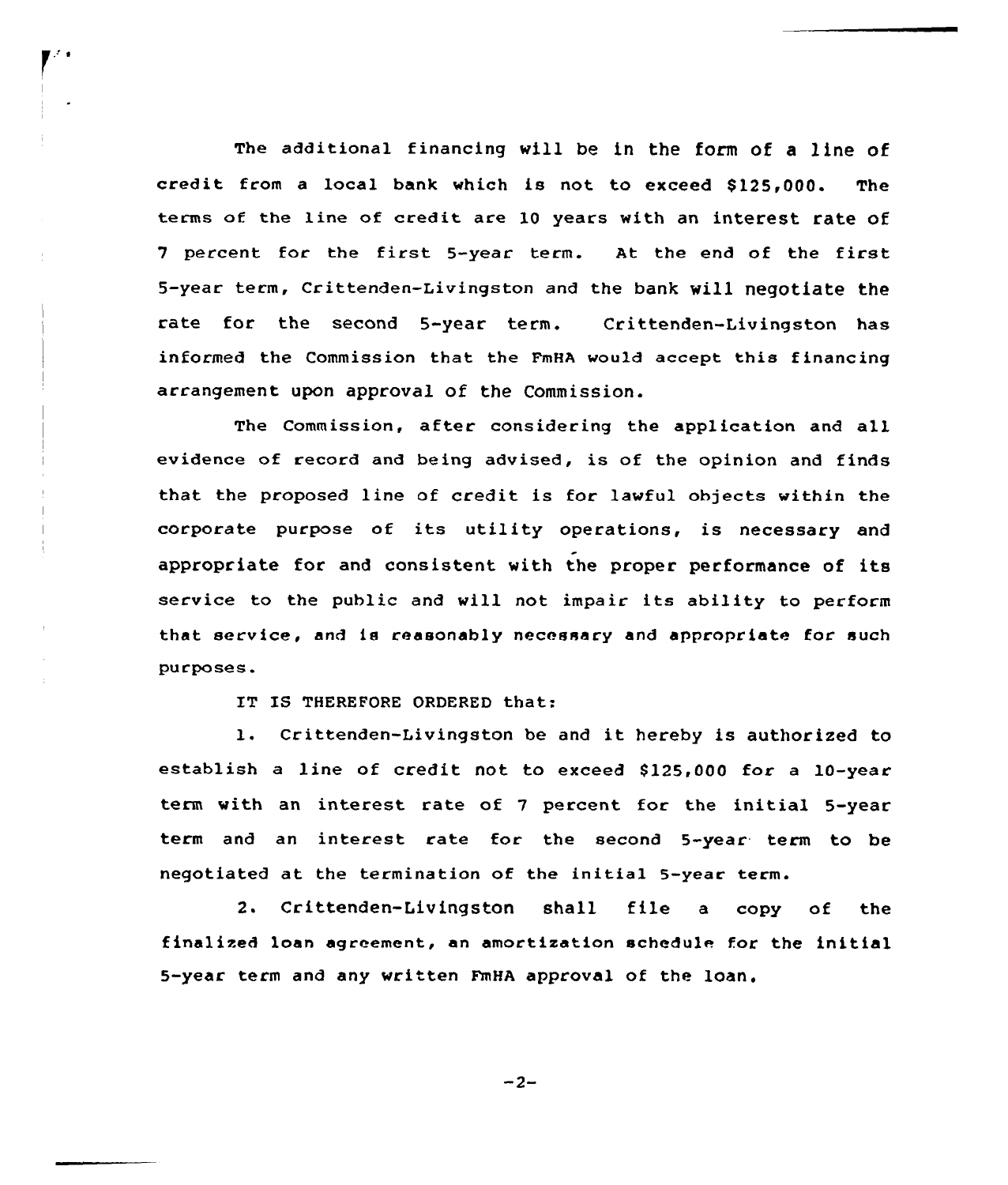The additional financing will be in the form of a line of credit from a local bank which is not to exceed $125,000. The terms of the line of credit are 10 years with an interest rate of 7 percent for the first 5-year term. At the end of the first 5-year term, Crittenden-Livingston and the bank will negotiate the rate for the second 5-year term. Crittenden-Livingston has informed the Commission that the FmHA would accept this financing arrangement upon approval of the Commission.

The Commission, after considering the application and all evidence of record and being advised, is of the opinion and finds that the proposed line of credit is for lawful objects within the corporate purpose of its utility operations, is necessary and appropriate for and consistent with the proper performance of its service to the public and will not impair its ability to perform that service, and is reasonably necessary and appropriate for such purposes.

IT IS THEREFORE ORDERED that:

1. Crittenden-Livingston be and it hereby is authorized to establish a line of credit not to exceed $125,000 for a 10-year term with an interest rate of 7 percent for the initial 5-year term and an interest rate for the second 5-year term to be negotiated at the termination of the initial 5-year term.

2. Crittenden-Livingston shall file a copy of the finalized loan agreement, an amortization schedule for the initial 5-year term and any written FmHA approval of the loan.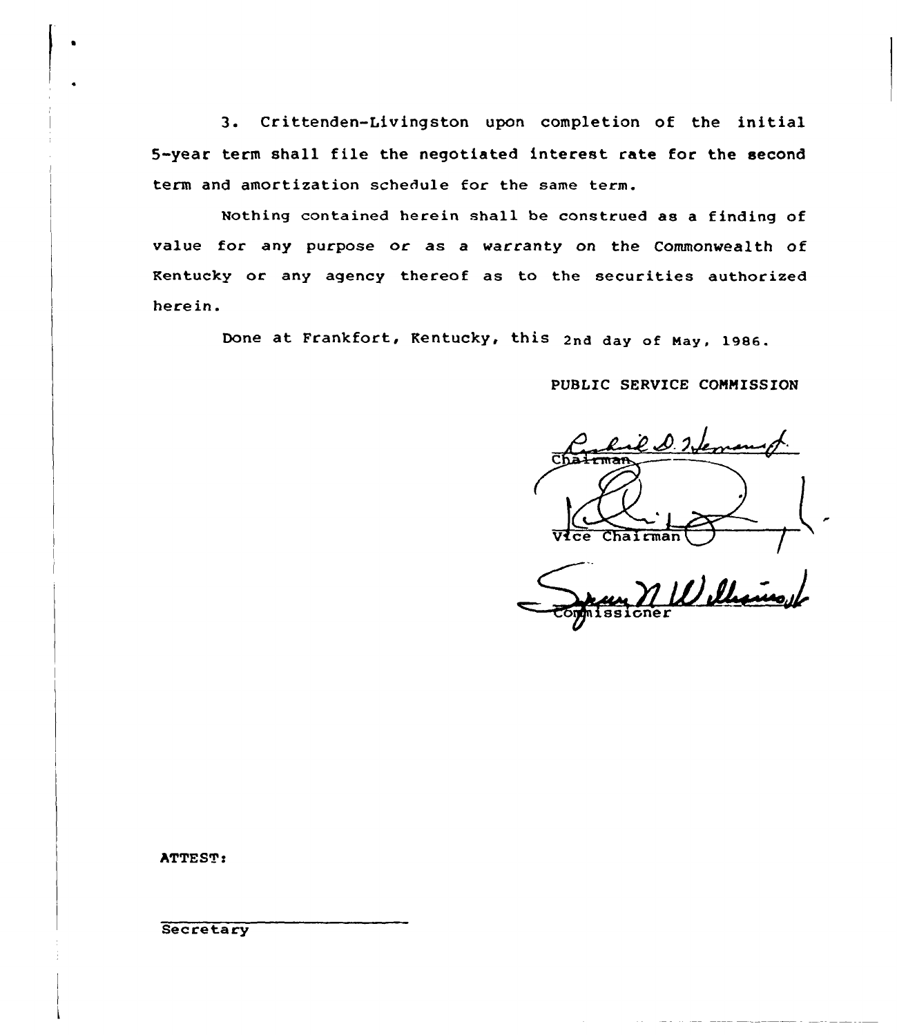3. Crittenden-Livingston upon completion of the initial 5-year term shall file the negotiated interest rate for the second term and amortization schedule for the same term.

Nothing contained herein shall be construed as a finding of value for any purpose or as a warranty on the Commonwealth of Kentucky or any agency thereof as to the securities authorized herein.

Done at Frankfort, Kentucky, this 2nd day of May, 1986.

PUBLIC SERVICE COMMISSION

Chairman

Vice Chairman

Commissioner

ATTEST:

Secretary